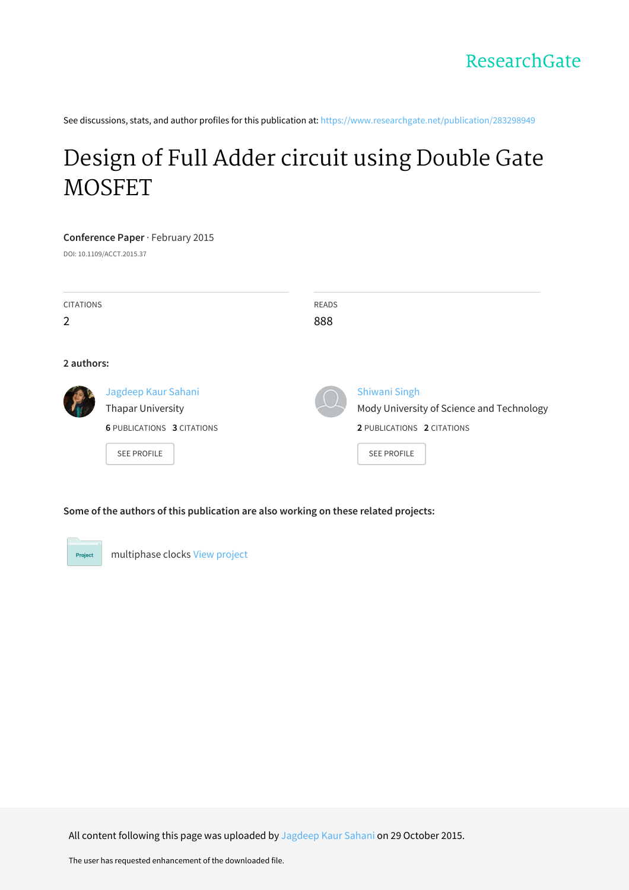ResearchGate

See discussions, stats, and author profiles for this publication at: https://www.researchgate.net/publication/283298949

# Design of Full Adder circuit using Double Gate MOSFET

**Conference Paper** · February 2015

DOI: 10.1109/ACCT.2015.37

| CITATIONS | READS |
|---|---|
| 2 | 888 |

**2 authors:**

**Jagdeep Kaur Sahani**
Thapar University
**6** PUBLICATIONS **3** CITATIONS
SEE PROFILE

**Shiwani Singh**
Mody University of Science and Technology
**2** PUBLICATIONS **2** CITATIONS
SEE PROFILE

**Some of the authors of this publication are also working on these related projects:**

Project: multiphase clocks View project

All content following this page was uploaded by Jagdeep Kaur Sahani on 29 October 2015.

The user has requested enhancement of the downloaded file.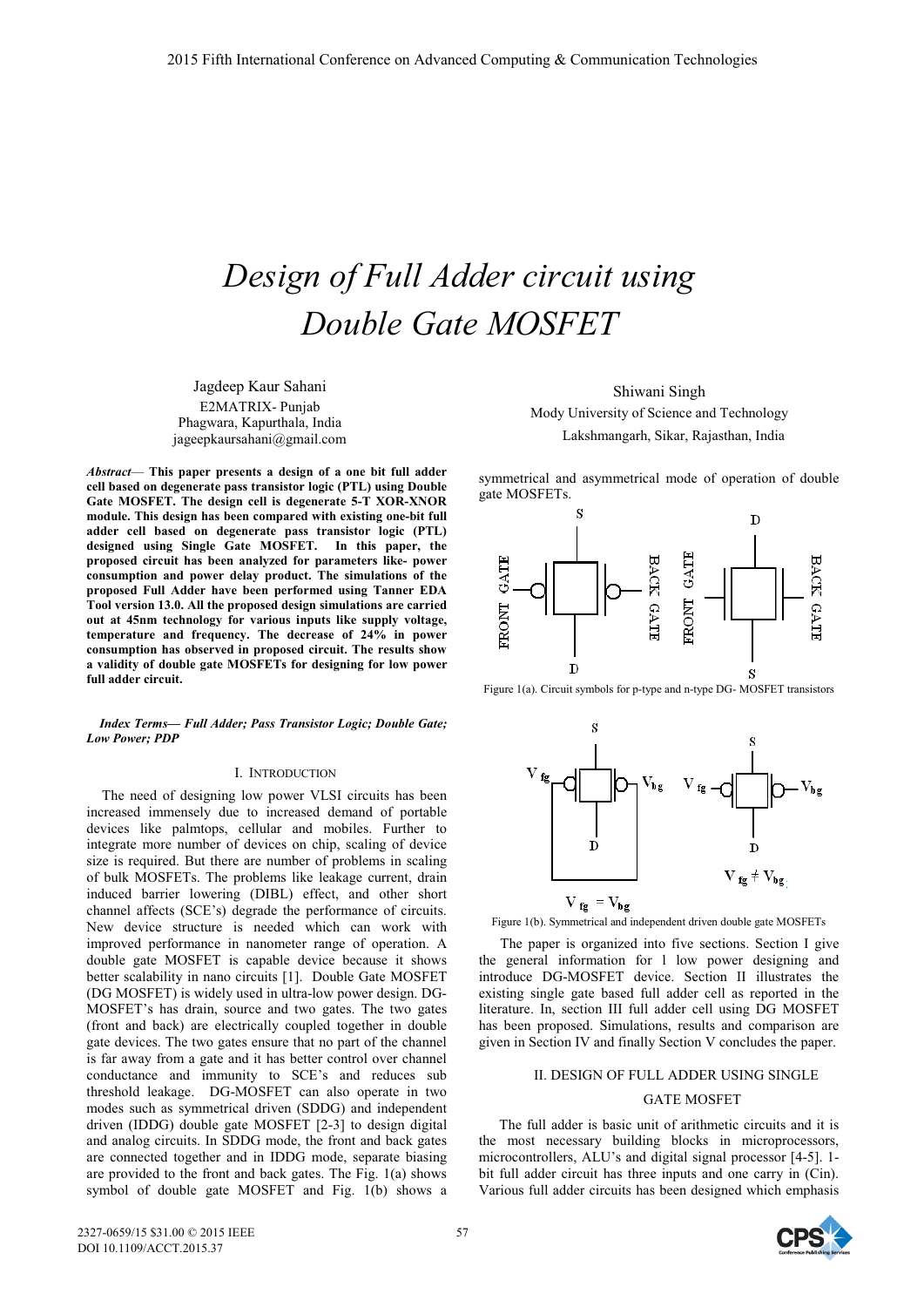# Design of Full Adder circuit using Double Gate MOSFET

Jagdeep Kaur Sahani
E2MATRIX- Punjab
Phagwara, Kapurthala, India
jageepkaursahani@gmail.com

Shiwani Singh
Mody University of Science and Technology
Lakshmangarh, Sikar, Rajasthan, India

***Abstract*— This paper presents a design of a one bit full adder cell based on degenerate pass transistor logic (PTL) using Double Gate MOSFET. The design cell is degenerate 5-T XOR-XNOR module. This design has been compared with existing one-bit full adder cell based on degenerate pass transistor logic (PTL) designed using Single Gate MOSFET. In this paper, the proposed circuit has been analyzed for parameters like- power consumption and power delay product. The simulations of the proposed Full Adder have been performed using Tanner EDA Tool version 13.0. All the proposed design simulations are carried out at 45nm technology for various inputs like supply voltage, temperature and frequency. The decrease of 24% in power consumption has observed in proposed circuit. The results show a validity of double gate MOSFETs for designing for low power full adder circuit.**

***Index Terms— Full Adder; Pass Transistor Logic; Double Gate; Low Power; PDP***

## I. Introduction

The need of designing low power VLSI circuits has been increased immensely due to increased demand of portable devices like palmtops, cellular and mobiles. Further to integrate more number of devices on chip, scaling of device size is required. But there are number of problems in scaling of bulk MOSFETs. The problems like leakage current, drain induced barrier lowering (DIBL) effect, and other short channel affects (SCE's) degrade the performance of circuits. New device structure is needed which can work with improved performance in nanometer range of operation. A double gate MOSFET is capable device because it shows better scalability in nano circuits [1]. Double Gate MOSFET (DG MOSFET) is widely used in ultra-low power design. DG-MOSFET's has drain, source and two gates. The two gates (front and back) are electrically coupled together in double gate devices. The two gates ensure that no part of the channel is far away from a gate and it has better control over channel conductance and immunity to SCE's and reduces sub threshold leakage. DG-MOSFET can also operate in two modes such as symmetrical driven (SDDG) and independent driven (IDDG) double gate MOSFET [2-3] to design digital and analog circuits. In SDDG mode, the front and back gates are connected together and in IDDG mode, separate biasing are provided to the front and back gates. The Fig. 1(a) shows symbol of double gate MOSFET and Fig. 1(b) shows a symmetrical and asymmetrical mode of operation of double gate MOSFETs.

Figure 1(a). Circuit symbols for p-type and n-type DG- MOSFET transistors

Figure 1(b). Symmetrical and independent driven double gate MOSFETs

The paper is organized into five sections. Section I give the general information for l low power designing and introduce DG-MOSFET device. Section II illustrates the existing single gate based full adder cell as reported in the literature. In, section III full adder cell using DG MOSFET has been proposed. Simulations, results and comparison are given in Section IV and finally Section V concludes the paper.

## II. Design of Full Adder using Single Gate MOSFET

The full adder is basic unit of arithmetic circuits and it is the most necessary building blocks in microprocessors, microcontrollers, ALU's and digital signal processor [4-5]. 1-bit full adder circuit has three inputs and one carry in (Cin). Various full adder circuits has been designed which emphasis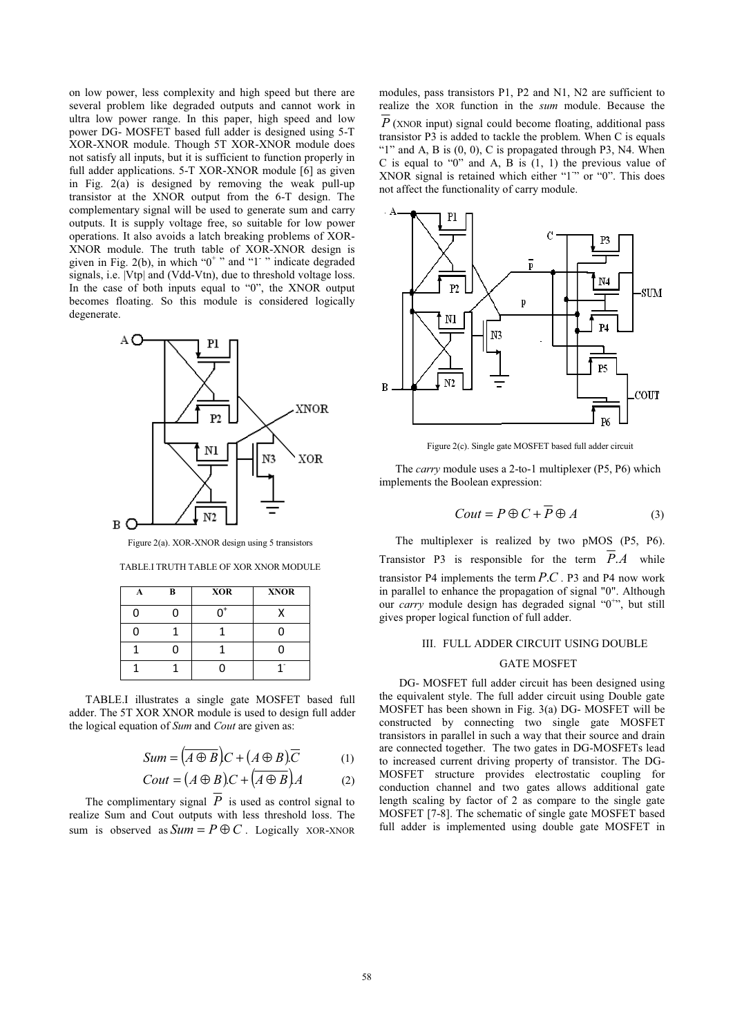on low power, less complexity and high speed but there are several problem like degraded outputs and cannot work in ultra low power range. In this paper, high speed and low power DG- MOSFET based full adder is designed using 5-T XOR-XNOR module. Though 5T XOR-XNOR module does not satisfy all inputs, but it is sufficient to function properly in full adder applications. 5-T XOR-XNOR module [6] as given in Fig. 2(a) is designed by removing the weak pull-up transistor at the XNOR output from the 6-T design. The complementary signal will be used to generate sum and carry outputs. It is supply voltage free, so suitable for low power operations. It also avoids a latch breaking problems of XOR-XNOR module. The truth table of XOR-XNOR design is given in Fig. 2(b), in which "$0^+$" and "$1^-$" indicate degraded signals, i.e. |Vtp| and (Vdd-Vtn), due to threshold voltage loss. In the case of both inputs equal to "0", the XNOR output becomes floating. So this module is considered logically degenerate.

Figure 2(a). XOR-XNOR design using 5 transistors

TABLE.I TRUTH TABLE OF XOR XNOR MODULE

| A | B | XOR | XNOR |
|---|---|---|---|
| 0 | 0 | $0^+$ | X |
| 0 | 1 | 1 | 0 |
| 1 | 0 | 1 | 0 |
| 1 | 1 | 0 | $1^-$ |

TABLE.I illustrates a single gate MOSFET based full adder. The 5T XOR XNOR module is used to design full adder the logical equation of *Sum* and *Cout* are given as:

$$Sum = \left(\overline{A \oplus B}\right)C + \left(A \oplus B\right)\overline{C} \tag{1}$$

$$Cout = \left(A \oplus B\right)C + \left(\overline{A \oplus B}\right)A \tag{2}$$

The complimentary signal $\overline{P}$ is used as control signal to realize Sum and Cout outputs with less threshold loss. The sum is observed as $Sum = P \oplus C$. Logically XOR-XNOR modules, pass transistors P1, P2 and N1, N2 are sufficient to realize the XOR function in the *sum* module. Because the $\overline{P}$ (XNOR input) signal could become floating, additional pass transistor P3 is added to tackle the problem. When C is equals "1" and A, B is (0, 0), C is propagated through P3, N4. When C is equal to "0" and A, B is (1, 1) the previous value of XNOR signal is retained which either "$1^-$" or "0". This does not affect the functionality of carry module.

Figure 2(c). Single gate MOSFET based full adder circuit

The *carry* module uses a 2-to-1 multiplexer (P5, P6) which implements the Boolean expression:

$$Cout = P \oplus C + \overline{P} \oplus A \tag{3}$$

The multiplexer is realized by two pMOS (P5, P6). Transistor P3 is responsible for the term $\overline{P}.A$ while transistor P4 implements the term $P.C$. P3 and P4 now work in parallel to enhance the propagation of signal "0". Although our *carry* module design has degraded signal "$0^+$", but still gives proper logical function of full adder.

## III. FULL ADDER CIRCUIT USING DOUBLE GATE MOSFET

DG- MOSFET full adder circuit has been designed using the equivalent style. The full adder circuit using Double gate MOSFET has been shown in Fig. 3(a) DG- MOSFET will be constructed by connecting two single gate MOSFET transistors in parallel in such a way that their source and drain are connected together. The two gates in DG-MOSFETs lead to increased current driving property of transistor. The DG-MOSFET structure provides electrostatic coupling for conduction channel and two gates allows additional gate length scaling by factor of 2 as compare to the single gate MOSFET [7-8]. The schematic of single gate MOSFET based full adder is implemented using double gate MOSFET in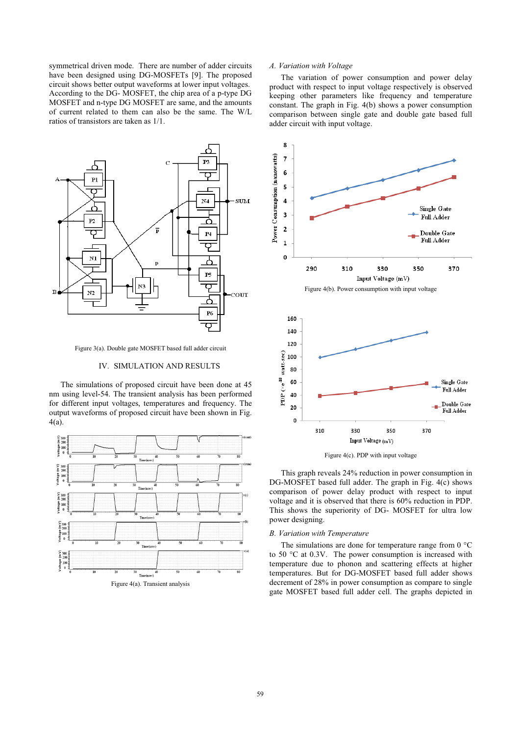symmetrical driven mode. There are number of adder circuits have been designed using DG-MOSFETs [9]. The proposed circuit shows better output waveforms at lower input voltages. According to the DG- MOSFET, the chip area of a p-type DG MOSFET and n-type DG MOSFET are same, and the amounts of current related to them can also be the same. The W/L ratios of transistors are taken as 1/1.

Figure 3(a). Double gate MOSFET based full adder circuit

## IV. SIMULATION AND RESULTS

The simulations of proposed circuit have been done at 45 nm using level-54. The transient analysis has been performed for different input voltages, temperatures and frequency. The output waveforms of proposed circuit have been shown in Fig. 4(a).

Figure 4(a). Transient analysis

### A. Variation with Voltage

The variation of power consumption and power delay product with respect to input voltage respectively is observed keeping other parameters like frequency and temperature constant. The graph in Fig. 4(b) shows a power consumption comparison between single gate and double gate based full adder circuit with input voltage.

Figure 4(b). Power consumption with input voltage

Figure 4(c). PDP with input voltage

This graph reveals 24% reduction in power consumption in DG-MOSFET based full adder. The graph in Fig. 4(c) shows comparison of power delay product with respect to input voltage and it is observed that there is 60% reduction in PDP. This shows the superiority of DG- MOSFET for ultra low power designing.

### B. Variation with Temperature

The simulations are done for temperature range from 0 °C to 50 °C at 0.3V. The power consumption is increased with temperature due to phonon and scattering effects at higher temperatures. But for DG-MOSFET based full adder shows decrement of 28% in power consumption as compare to single gate MOSFET based full adder cell. The graphs depicted in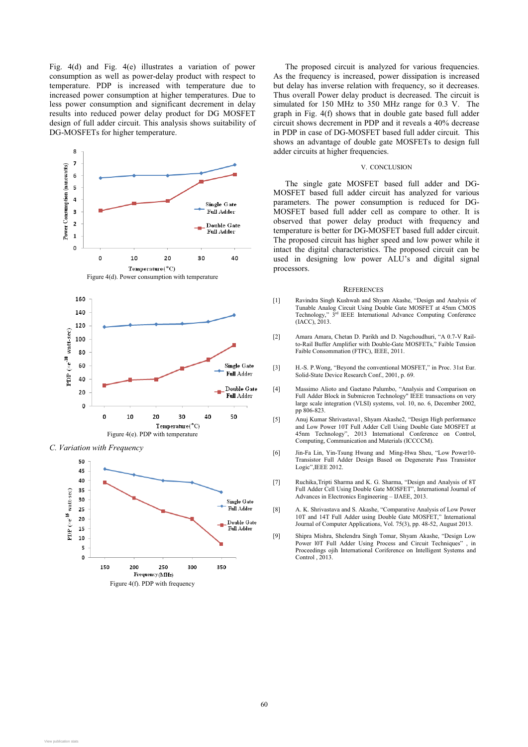Fig. 4(d) and Fig. 4(e) illustrates a variation of power consumption as well as power-delay product with respect to temperature. PDP is increased with temperature due to increased power consumption at higher temperatures. Due to less power consumption and significant decrement in delay results into reduced power delay product for DG MOSFET design of full adder circuit. This analysis shows suitability of DG-MOSFETs for higher temperature.

8
7
6
5
4
3
2
1
0
Power Consumption (nanowatts)
0 10 20 30 40
Temperature(°C)
Single Gate Full Adder
Double Gate Full Adder

Figure 4(d). Power consumption with temperature

160
140
120
100
80
60
40
20
0
PDP ($\times e^{-18}$ watt-sec)
0 10 20 30 40 50
Temperature(°C)
Single Gate Full Adder
Double Gate Full Adder

Figure 4(e). PDP with temperature

*C. Variation with Frequency*

50
45
40
35
30
25
20
15
10
5
0
PDP ($\times e^{-15}$ watt-sec)
150 200 250 300 350
Frequency (MHz)
Single Gate Full Adder
Double Gate Full Adder

Figure 4(f). PDP with frequency

The proposed circuit is analyzed for various frequencies. As the frequency is increased, power dissipation is increased but delay has inverse relation with frequency, so it decreases. Thus overall Power delay product is decreased. The circuit is simulated for 150 MHz to 350 MHz range for 0.3 V. The graph in Fig. 4(f) shows that in double gate based full adder circuit shows decrement in PDP and it reveals a 40% decrease in PDP in case of DG-MOSFET based full adder circuit. This shows an advantage of double gate MOSFETs to design full adder circuits at higher frequencies.

## V. CONCLUSION

The single gate MOSFET based full adder and DG-MOSFET based full adder circuit has analyzed for various parameters. The power consumption is reduced for DG-MOSFET based full adder cell as compare to other. It is observed that power delay product with frequency and temperature is better for DG-MOSFET based full adder circuit. The proposed circuit has higher speed and low power while it intact the digital characteristics. The proposed circuit can be used in designing low power ALU's and digital signal processors.

## REFERENCES

[1] Ravindra Singh Kushwah and Shyam Akashe, "Design and Analysis of Tunable Analog Circuit Using Double Gate MOSFET at 45nm CMOS Technology," 3rd IEEE International Advance Computing Conference (IACC), 2013.

[2] Amara Amara, Chetan D. Parikh and D. Nagchoudhuri, "A 0.7-V Rail-to-Rail Buffer Amplifier with Double-Gate MOSFETs," Faible Tension Faible Consommation (FTFC), IEEE, 2011.

[3] H.-S. P.Wong, "Beyond the conventional MOSFET," in Proc. 31st Eur. Solid-State Device Research Conf., 2001, p. 69.

[4] Massimo Alioto and Gaetano Palumbo, "Analysis and Comparison on Full Adder Block in Submicron Technology" IEEE transactions on very large scale integration (VLSI) systems, vol. 10, no. 6, December 2002, pp 806-823.

[5] Anuj Kumar Shrivastava1, Shyam Akashe2, "Design High performance and Low Power 10T Full Adder Cell Using Double Gate MOSFET at 45nm Technology", 2013 International Conference on Control, Computing, Communication and Materials (ICCCCM).

[6] Jin-Fa Lin, Yin-Tsung Hwang and Ming-Hwa Sheu, "Low Power10-Transistor Full Adder Design Based on Degenerate Pass Transistor Logic",IEEE 2012.

[7] Ruchika,Tripti Sharma and K. G. Sharma, "Design and Analysis of 8T Full Adder Cell Using Double Gate MOSFET", International Journal of Advances in Electronics Engineering – IJAEE, 2013.

[8] A. K. Shrivastava and S. Akashe, "Comparative Analysis of Low Power 10T and 14T Full Adder using Double Gate MOSFET," International Journal of Computer Applications, Vol. 75(3), pp. 48-52, August 2013.

[9] Shipra Mishra, Shelendra Singh Tomar, Shyam Akashe, "Design Low Power l0T Full Adder Using Process and Circuit Techniques" , in Proceedings ojih International Coriference on Intelligent Systems and Control , 2013.